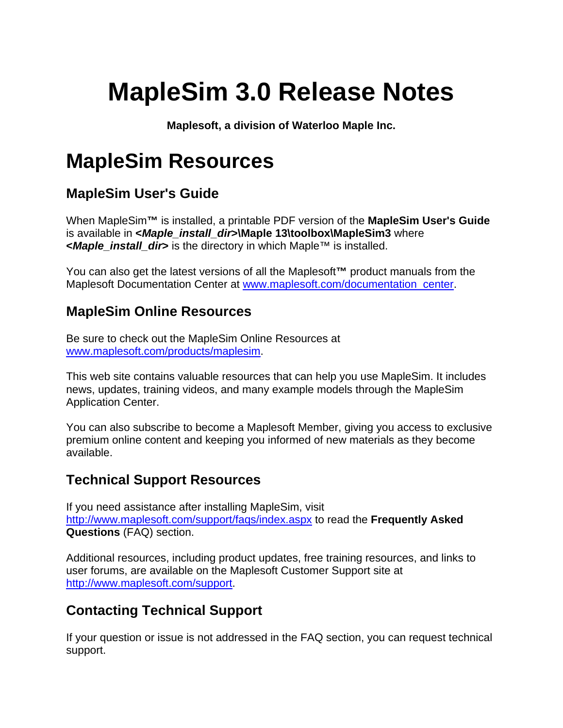# MapleSim 3.0 Release Notes

**Maplesoft, a division of Waterloo Maple Inc.**

# MapleSim Resources

## MapleSim User's Guide

When MapleSim™ is installed, a printable PDF version of the **MapleSim User's Guide** is available in ***<Maple_install_dir>*\Maple 13\toolbox\MapleSim3** where ***<Maple_install_dir>*** is the directory in which Maple™ is installed.

You can also get the latest versions of all the Maplesoft™ product manuals from the Maplesoft Documentation Center at [www.maplesoft.com/documentation_center](www.maplesoft.com/documentation_center).

## MapleSim Online Resources

Be sure to check out the MapleSim Online Resources at [www.maplesoft.com/products/maplesim](www.maplesoft.com/products/maplesim).

This web site contains valuable resources that can help you use MapleSim. It includes news, updates, training videos, and many example models through the MapleSim Application Center.

You can also subscribe to become a Maplesoft Member, giving you access to exclusive premium online content and keeping you informed of new materials as they become available.

## Technical Support Resources

If you need assistance after installing MapleSim, visit [http://www.maplesoft.com/support/faqs/index.aspx](http://www.maplesoft.com/support/faqs/index.aspx) to read the **Frequently Asked Questions** (FAQ) section.

Additional resources, including product updates, free training resources, and links to user forums, are available on the Maplesoft Customer Support site at [http://www.maplesoft.com/support](http://www.maplesoft.com/support).

## Contacting Technical Support

If your question or issue is not addressed in the FAQ section, you can request technical support.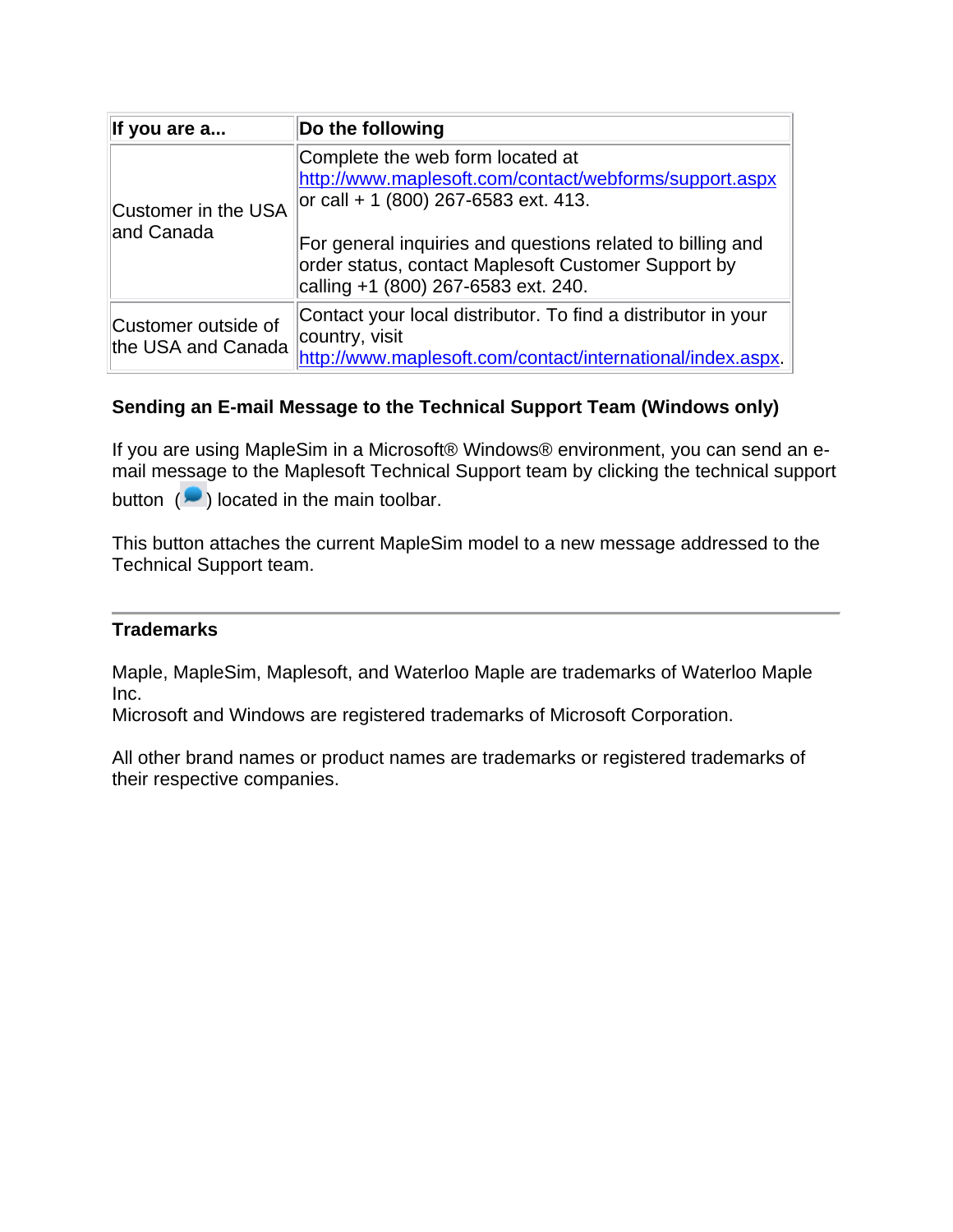| If you are a... | Do the following |
| --- | --- |
| Customer in the USA and Canada | Complete the web form located at http://www.maplesoft.com/contact/webforms/support.aspx or call + 1 (800) 267-6583 ext. 413.<br><br>For general inquiries and questions related to billing and order status, contact Maplesoft Customer Support by calling +1 (800) 267-6583 ext. 240. |
| Customer outside of the USA and Canada | Contact your local distributor. To find a distributor in your country, visit http://www.maplesoft.com/contact/international/index.aspx. |

### Sending an E-mail Message to the Technical Support Team (Windows only)

If you are using MapleSim in a Microsoft® Windows® environment, you can send an e-mail message to the Maplesoft Technical Support team by clicking the technical support button ( ) located in the main toolbar.

This button attaches the current MapleSim model to a new message addressed to the Technical Support team.

---

### Trademarks

Maple, MapleSim, Maplesoft, and Waterloo Maple are trademarks of Waterloo Maple Inc.
Microsoft and Windows are registered trademarks of Microsoft Corporation.

All other brand names or product names are trademarks or registered trademarks of their respective companies.